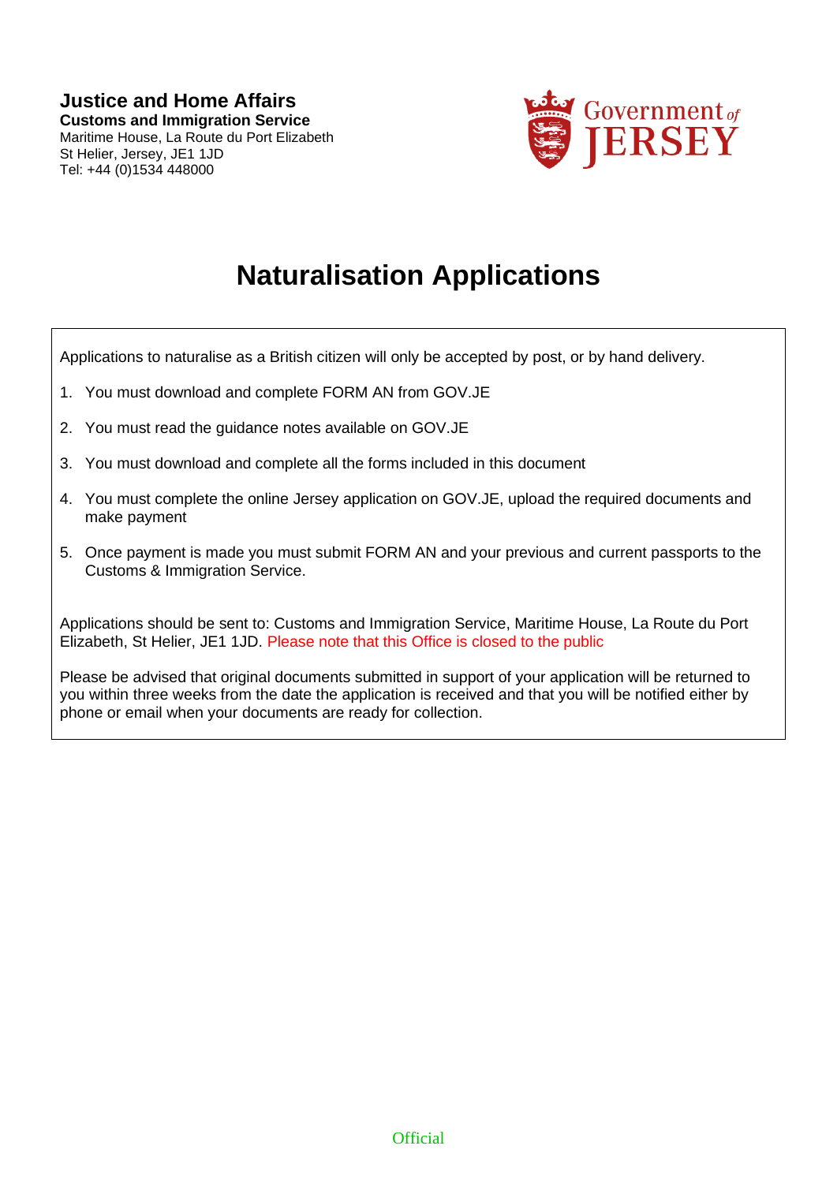**Justice and Home Affairs**
**Customs and Immigration Service**
Maritime House, La Route du Port Elizabeth
St Helier, Jersey, JE1 1JD
Tel: +44 (0)1534 448000

Government of JERSEY

# Naturalisation Applications

Applications to naturalise as a British citizen will only be accepted by post, or by hand delivery.

1. You must download and complete FORM AN from GOV.JE
2. You must read the guidance notes available on GOV.JE
3. You must download and complete all the forms included in this document
4. You must complete the online Jersey application on GOV.JE, upload the required documents and make payment
5. Once payment is made you must submit FORM AN and your previous and current passports to the Customs & Immigration Service.

Applications should be sent to: Customs and Immigration Service, Maritime House, La Route du Port Elizabeth, St Helier, JE1 1JD. Please note that this Office is closed to the public

Please be advised that original documents submitted in support of your application will be returned to you within three weeks from the date the application is received and that you will be notified either by phone or email when your documents are ready for collection.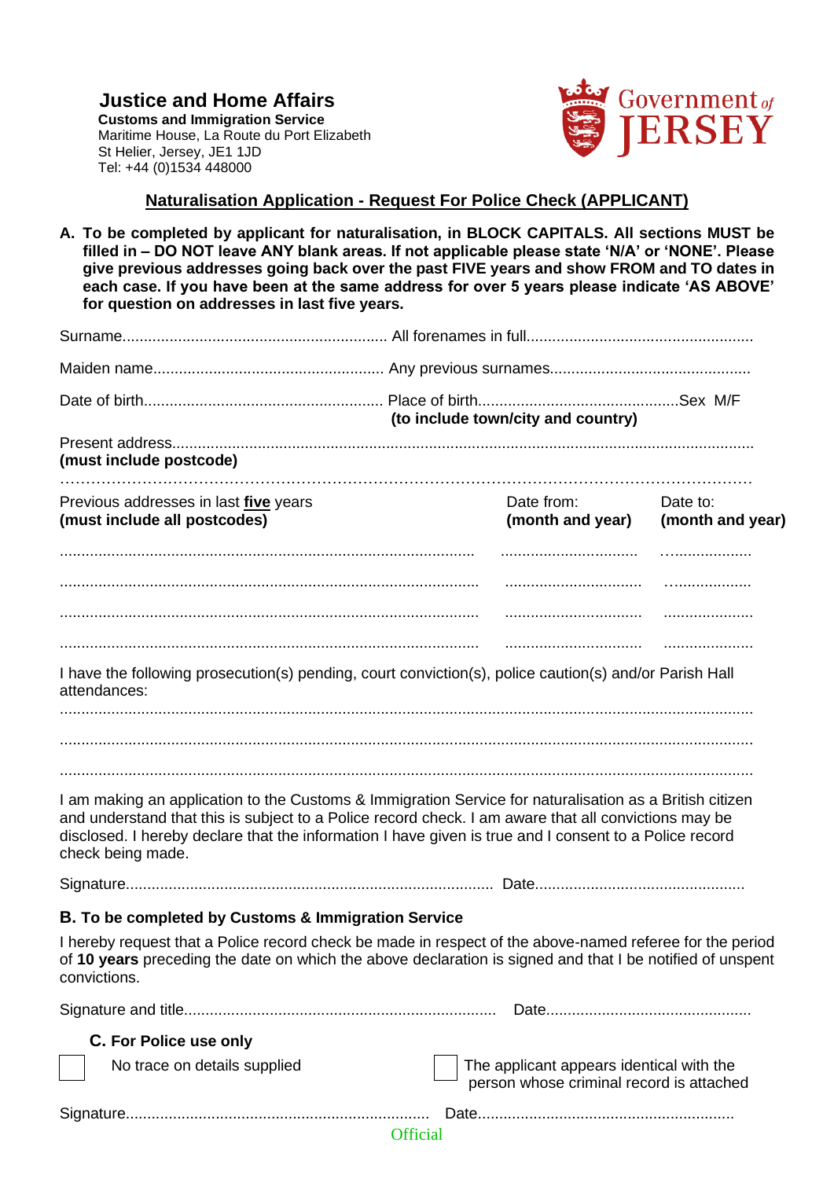**Justice and Home Affairs**
**Customs and Immigration Service**
Maritime House, La Route du Port Elizabeth
St Helier, Jersey, JE1 1JD
Tel: +44 (0)1534 448000

Government of JERSEY

## Naturalisation Application - Request For Police Check (APPLICANT)

**A. To be completed by applicant for naturalisation, in BLOCK CAPITALS. All sections MUST be filled in – DO NOT leave ANY blank areas. If not applicable please state 'N/A' or 'NONE'. Please give previous addresses going back over the past FIVE years and show FROM and TO dates in each case. If you have been at the same address for over 5 years please indicate 'AS ABOVE' for question on addresses in last five years.**

Surname.............................................................. All forenames in full.....................................................

Maiden name...................................................... Any previous surnames...............................................

Date of birth........................................................ Place of birth..............................................Sex M/F
**(to include town/city and country)**

Present address.........................................................................................................................................
**(must include postcode)**

.......................................................................................................................................................

| Previous addresses in last **five** years **(must include all postcodes)** | Date from: **(month and year)** | Date to: **(month and year)** |
|---|---|---|
| ................................................................................................ | ................................ | ..................... |
| ................................................................................................ | ................................ | ..................... |
| ................................................................................................ | ................................ | ..................... |
| ................................................................................................ | ................................ | ..................... |

I have the following prosecution(s) pending, court conviction(s), police caution(s) and/or Parish Hall attendances:

.......................................................................................................................................................

.......................................................................................................................................................

.......................................................................................................................................................

I am making an application to the Customs & Immigration Service for naturalisation as a British citizen and understand that this is subject to a Police record check. I am aware that all convictions may be disclosed. I hereby declare that the information I have given is true and I consent to a Police record check being made.

Signature..................................................................................... Date.................................................

### B. To be completed by Customs & Immigration Service

I hereby request that a Police record check be made in respect of the above-named referee for the period of **10 years** preceding the date on which the above declaration is signed and that I be notified of unspent convictions.

Signature and title........................................................................ Date................................................

### C. For Police use only

☐ No trace on details supplied

☐ The applicant appears identical with the person whose criminal record is attached

Signature...................................................................... Date...........................................................

Official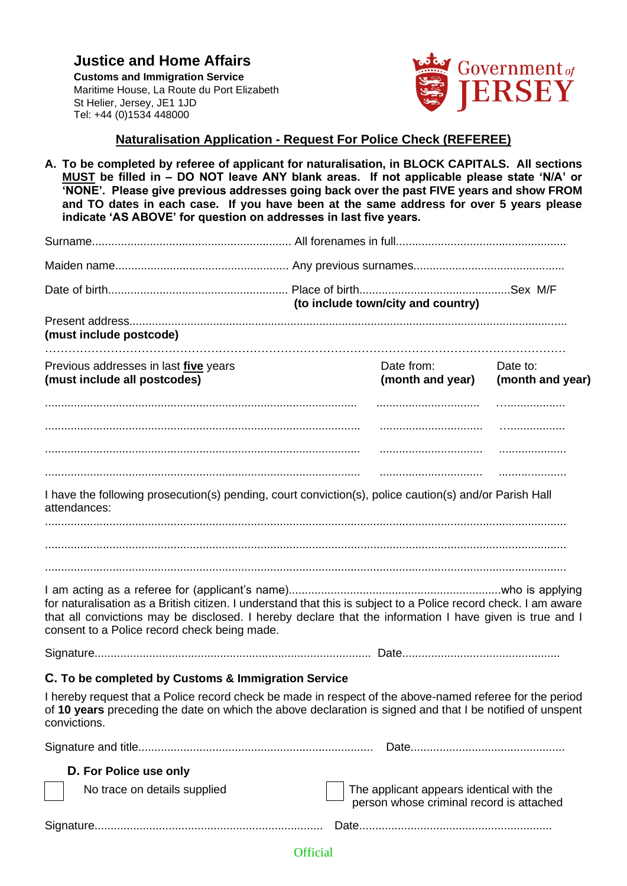**Justice and Home Affairs**

**Customs and Immigration Service**
Maritime House, La Route du Port Elizabeth
St Helier, Jersey, JE1 1JD
Tel: +44 (0)1534 448000

Government of JERSEY

## Naturalisation Application - Request For Police Check (REFEREE)

**A. To be completed by referee of applicant for naturalisation, in BLOCK CAPITALS. All sections MUST be filled in – DO NOT leave ANY blank areas. If not applicable please state 'N/A' or 'NONE'. Please give previous addresses going back over the past FIVE years and show FROM and TO dates in each case. If you have been at the same address for over 5 years please indicate 'AS ABOVE' for question on addresses in last five years.**

Surname.............................................................. All forenames in full.....................................................

Maiden name...................................................... Any previous surnames...............................................

Date of birth........................................................ Place of birth..............................................Sex M/F
**(to include town/city and country)**

Present address......................................................................................................................................
**(must include postcode)**
..........................................................................................................................................................

| Previous addresses in last **five** years **(must include all postcodes)** | Date from: **(month and year)** | Date to: **(month and year)** |
|---|---|---|
| ................................................................................................ | ................................ | ..................... |
| ................................................................................................ | ................................ | ..................... |
| ................................................................................................ | ................................ | ..................... |
| ................................................................................................ | ................................ | ..................... |

I have the following prosecution(s) pending, court conviction(s), police caution(s) and/or Parish Hall attendances:
..........................................................................................................................................................
..........................................................................................................................................................
..........................................................................................................................................................

I am acting as a referee for (applicant's name).................................................................who is applying for naturalisation as a British citizen. I understand that this is subject to a Police record check. I am aware that all convictions may be disclosed. I hereby declare that the information I have given is true and I consent to a Police record check being made.

Signature.................................................................................... Date................................................

### C. To be completed by Customs & Immigration Service

I hereby request that a Police record check be made in respect of the above-named referee for the period of **10 years** preceding the date on which the above declaration is signed and that I be notified of unspent convictions.

Signature and title........................................................................ Date...............................................

### D. For Police use only

☐ No trace on details supplied

☐ The applicant appears identical with the person whose criminal record is attached

Signature...................................................................... Date...........................................................

Official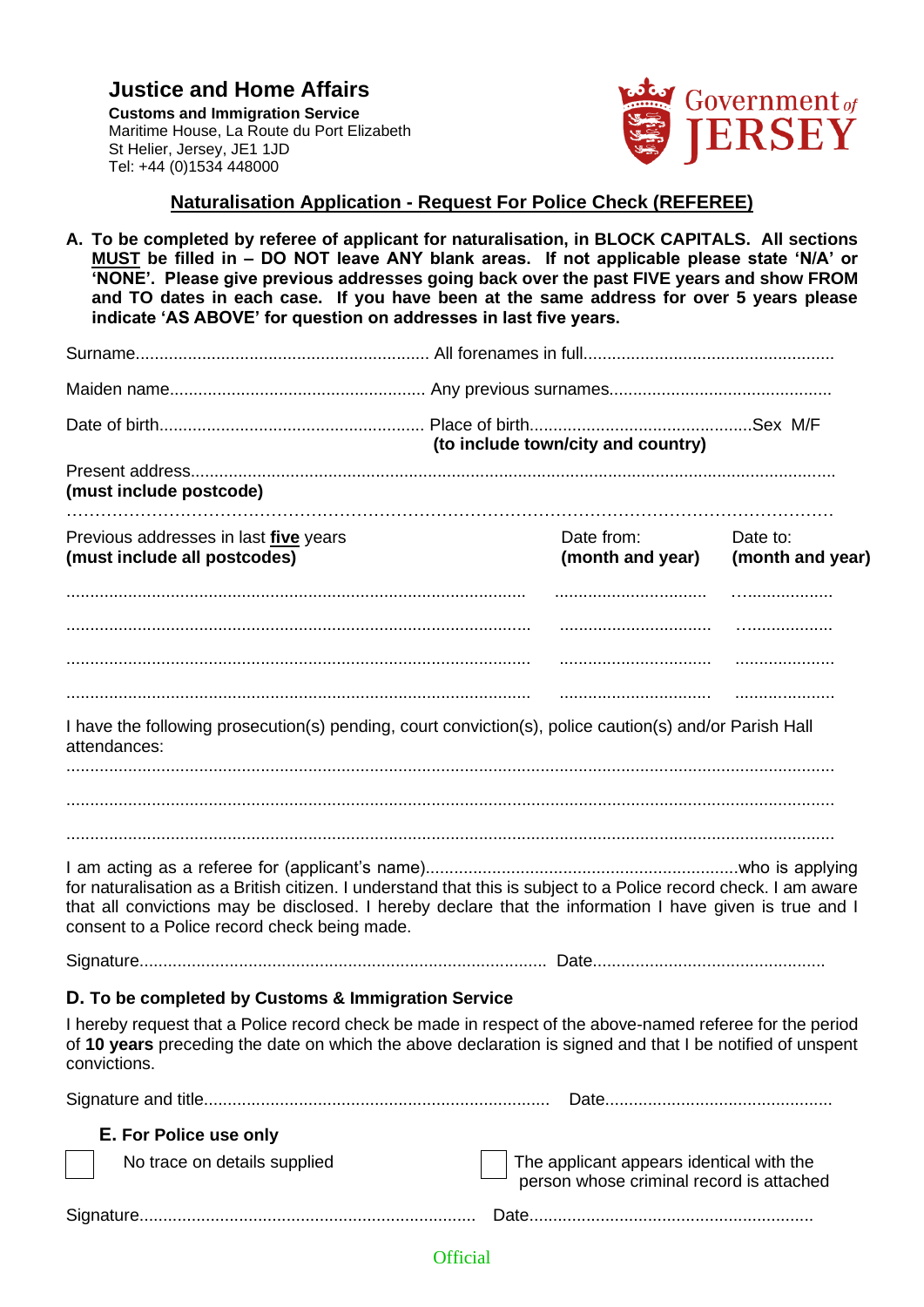# Justice and Home Affairs

**Customs and Immigration Service**
Maritime House, La Route du Port Elizabeth
St Helier, Jersey, JE1 1JD
Tel: +44 (0)1534 448000

Government of JERSEY

## Naturalisation Application - Request For Police Check (REFEREE)

**A. To be completed by referee of applicant for naturalisation, in BLOCK CAPITALS. All sections MUST be filled in – DO NOT leave ANY blank areas. If not applicable please state 'N/A' or 'NONE'. Please give previous addresses going back over the past FIVE years and show FROM and TO dates in each case. If you have been at the same address for over 5 years please indicate 'AS ABOVE' for question on addresses in last five years.**

Surname............................................................. All forenames in full....................................................

Maiden name...................................................... Any previous surnames..............................................

Date of birth........................................................ Place of birth..............................................Sex M/F
**(to include town/city and country)**

Present address..........................................................................................................................................
**(must include postcode)**

..........................................................................................................................................................

| Previous addresses in last **five** years **(must include all postcodes)** | Date from: **(month and year)** | Date to: **(month and year)** |
|---|---|---|
| ................................................................................................ | ................................ | ..................... |
| ................................................................................................ | ................................ | ..................... |
| ................................................................................................ | ................................ | ..................... |
| ................................................................................................ | ................................ | ..................... |

I have the following prosecution(s) pending, court conviction(s), police caution(s) and/or Parish Hall attendances:

..........................................................................................................................................................

..........................................................................................................................................................

..........................................................................................................................................................

I am acting as a referee for (applicant's name)..................................................................who is applying for naturalisation as a British citizen. I understand that this is subject to a Police record check. I am aware that all convictions may be disclosed. I hereby declare that the information I have given is true and I consent to a Police record check being made.

Signature..................................................................................... Date.................................................

### D. To be completed by Customs & Immigration Service

I hereby request that a Police record check be made in respect of the above-named referee for the period of **10 years** preceding the date on which the above declaration is signed and that I be notified of unspent convictions.

Signature and title........................................................................ Date................................................

### E. For Police use only

☐ No trace on details supplied

☐ The applicant appears identical with the person whose criminal record is attached

Signature...................................................................... Date............................................................

Official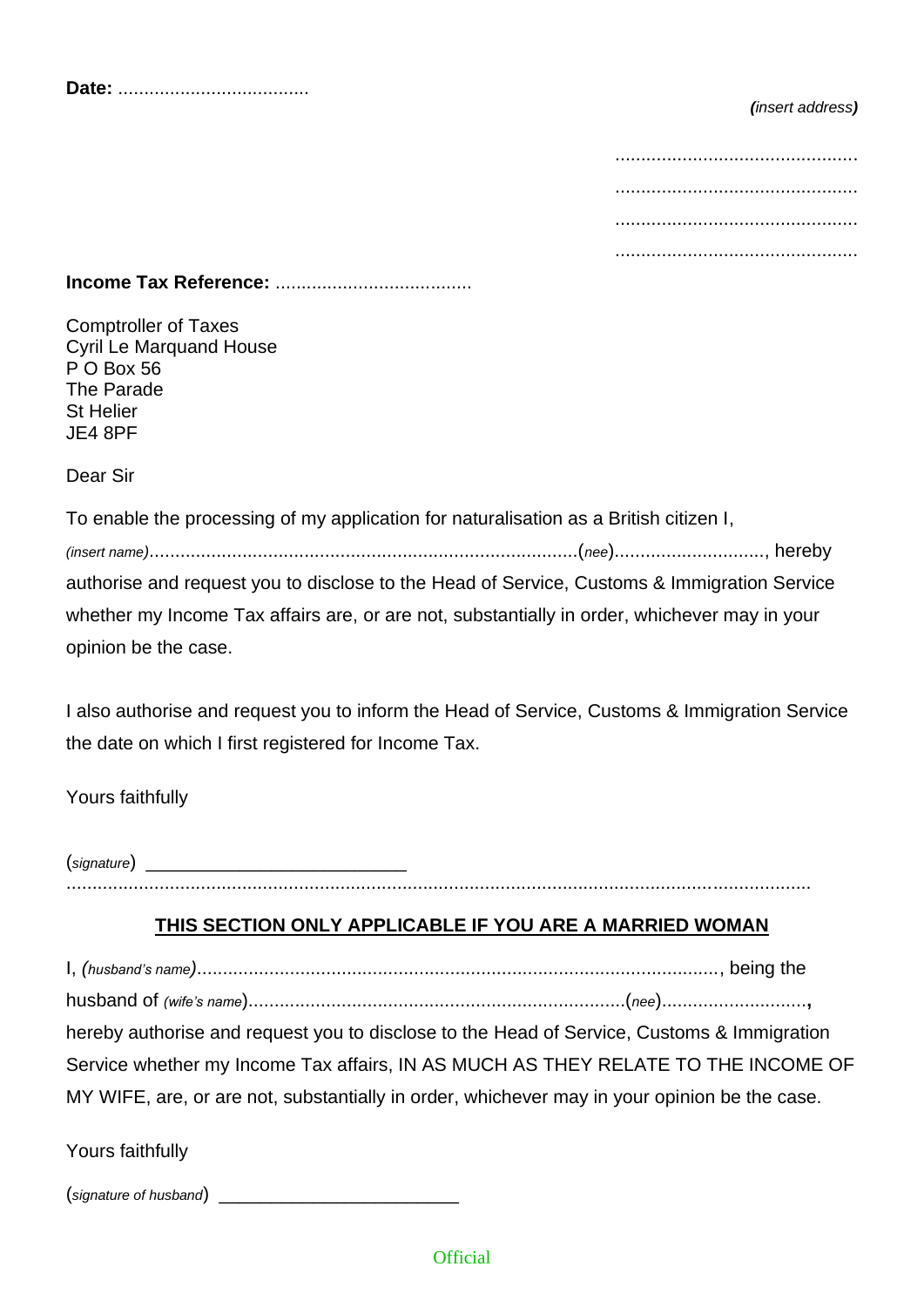**Date:** .....................................

***(**insert address**)***

..............................................

..............................................

..............................................

..............................................

**Income Tax Reference:** ......................................

Comptroller of Taxes
Cyril Le Marquand House
P O Box 56
The Parade
St Helier
JE4 8PF

Dear Sir

To enable the processing of my application for naturalisation as a British citizen I, *(insert name)*..................................................................................(*nee*)............................., hereby authorise and request you to disclose to the Head of Service, Customs & Immigration Service whether my Income Tax affairs are, or are not, substantially in order, whichever may in your opinion be the case.

I also authorise and request you to inform the Head of Service, Customs & Immigration Service the date on which I first registered for Income Tax.

Yours faithfully

(*signature*) ___________________________

...............................................................................................................................................

## THIS SECTION ONLY APPLICABLE IF YOU ARE A MARRIED WOMAN

I, *(husband's name)*...................................................................................................., being the husband of *(wife's name)*........................................................................(*nee*)............................, hereby authorise and request you to disclose to the Head of Service, Customs & Immigration Service whether my Income Tax affairs, IN AS MUCH AS THEY RELATE TO THE INCOME OF MY WIFE, are, or are not, substantially in order, whichever may in your opinion be the case.

Yours faithfully

(*signature of husband*) __________________________

Official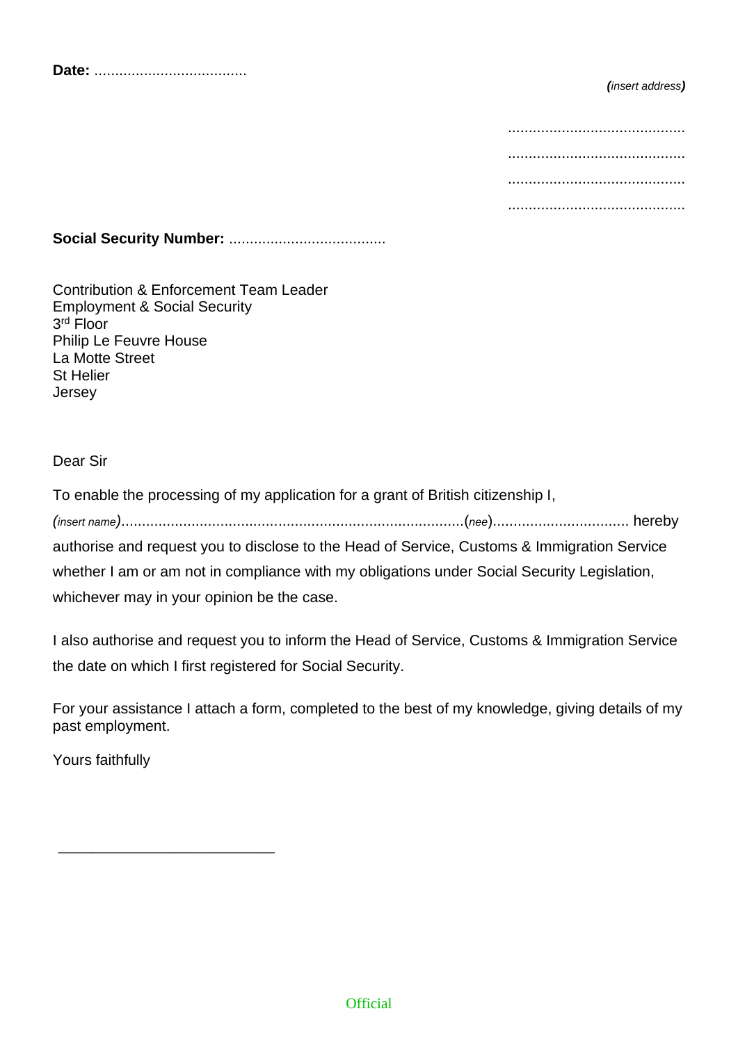**Date:** .....................................

*(insert address)*

...........................................

...........................................

...........................................

...........................................

**Social Security Number:** ......................................

Contribution & Enforcement Team Leader
Employment & Social Security
3rd Floor
Philip Le Feuvre House
La Motte Street
St Helier
Jersey

Dear Sir

To enable the processing of my application for a grant of British citizenship I,

*(insert name)*...................................................................................(*nee*)................................. hereby authorise and request you to disclose to the Head of Service, Customs & Immigration Service whether I am or am not in compliance with my obligations under Social Security Legislation, whichever may in your opinion be the case.

I also authorise and request you to inform the Head of Service, Customs & Immigration Service the date on which I first registered for Social Security.

For your assistance I attach a form, completed to the best of my knowledge, giving details of my past employment.

Yours faithfully

\_\_\_\_\_\_\_\_\_\_\_\_\_\_\_\_\_\_\_\_\_\_\_\_\_\_\_

Official